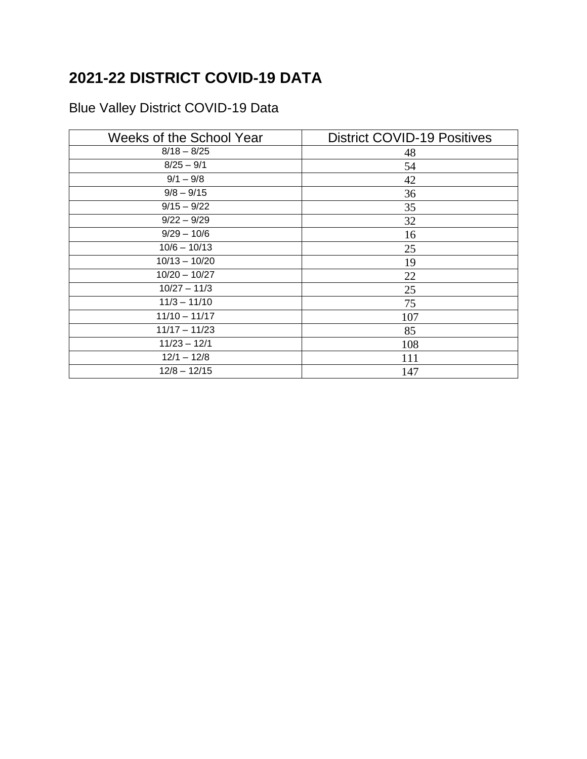# 2021-22 DISTRICT COVID-19 DATA

Blue Valley District COVID-19 Data

| Weeks of the School Year | District COVID-19 Positives |
|---|---|
| 8/18 – 8/25 | 48 |
| 8/25 – 9/1 | 54 |
| 9/1 – 9/8 | 42 |
| 9/8 – 9/15 | 36 |
| 9/15 – 9/22 | 35 |
| 9/22 – 9/29 | 32 |
| 9/29 – 10/6 | 16 |
| 10/6 – 10/13 | 25 |
| 10/13 – 10/20 | 19 |
| 10/20 – 10/27 | 22 |
| 10/27 – 11/3 | 25 |
| 11/3 – 11/10 | 75 |
| 11/10 – 11/17 | 107 |
| 11/17 – 11/23 | 85 |
| 11/23 – 12/1 | 108 |
| 12/1 – 12/8 | 111 |
| 12/8 – 12/15 | 147 |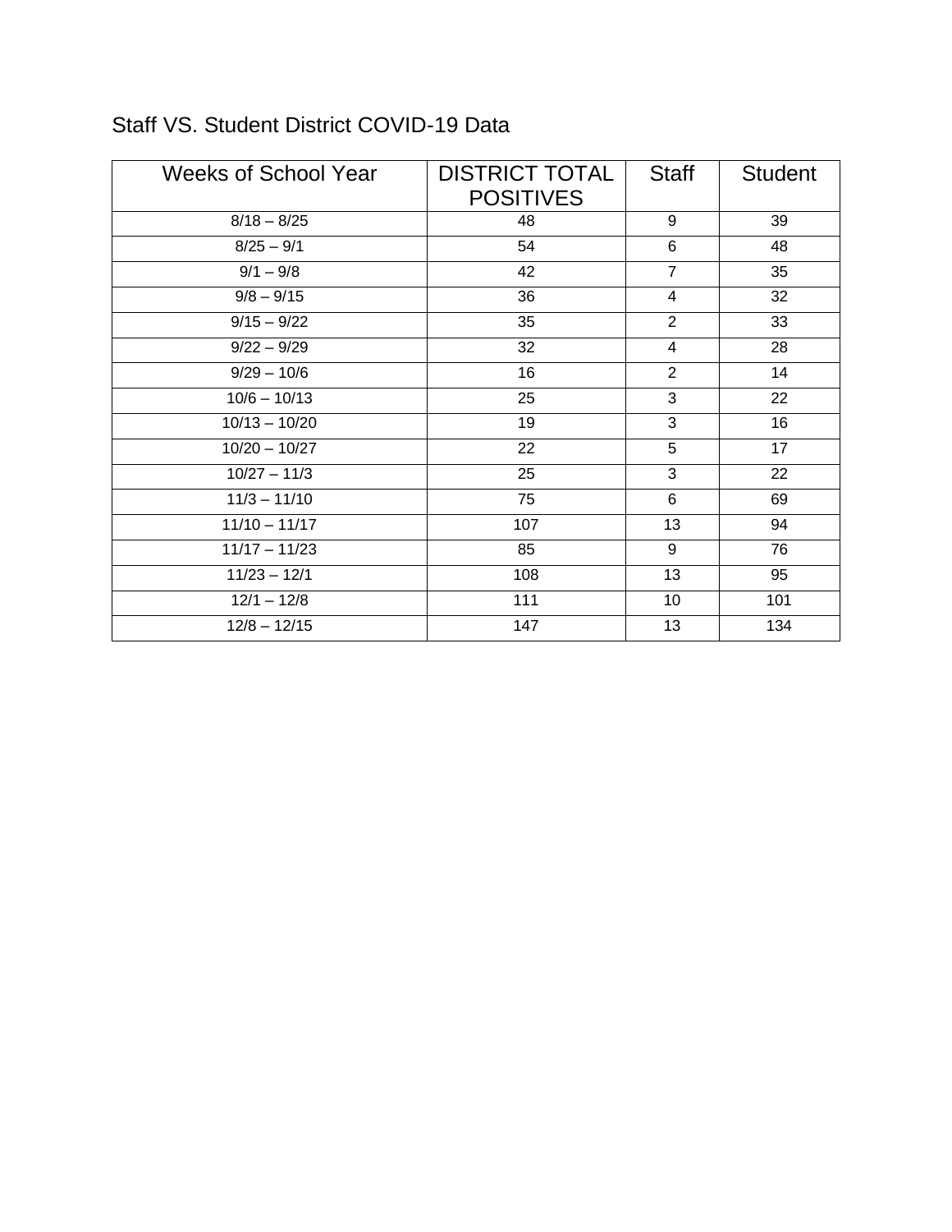Staff VS. Student District COVID-19 Data

| Weeks of School Year | DISTRICT TOTAL POSITIVES | Staff | Student |
|---|---|---|---|
| 8/18 – 8/25 | 48 | 9 | 39 |
| 8/25 – 9/1 | 54 | 6 | 48 |
| 9/1 – 9/8 | 42 | 7 | 35 |
| 9/8 – 9/15 | 36 | 4 | 32 |
| 9/15 – 9/22 | 35 | 2 | 33 |
| 9/22 – 9/29 | 32 | 4 | 28 |
| 9/29 – 10/6 | 16 | 2 | 14 |
| 10/6 – 10/13 | 25 | 3 | 22 |
| 10/13 – 10/20 | 19 | 3 | 16 |
| 10/20 – 10/27 | 22 | 5 | 17 |
| 10/27 – 11/3 | 25 | 3 | 22 |
| 11/3 – 11/10 | 75 | 6 | 69 |
| 11/10 – 11/17 | 107 | 13 | 94 |
| 11/17 – 11/23 | 85 | 9 | 76 |
| 11/23 – 12/1 | 108 | 13 | 95 |
| 12/1 – 12/8 | 111 | 10 | 101 |
| 12/8 – 12/15 | 147 | 13 | 134 |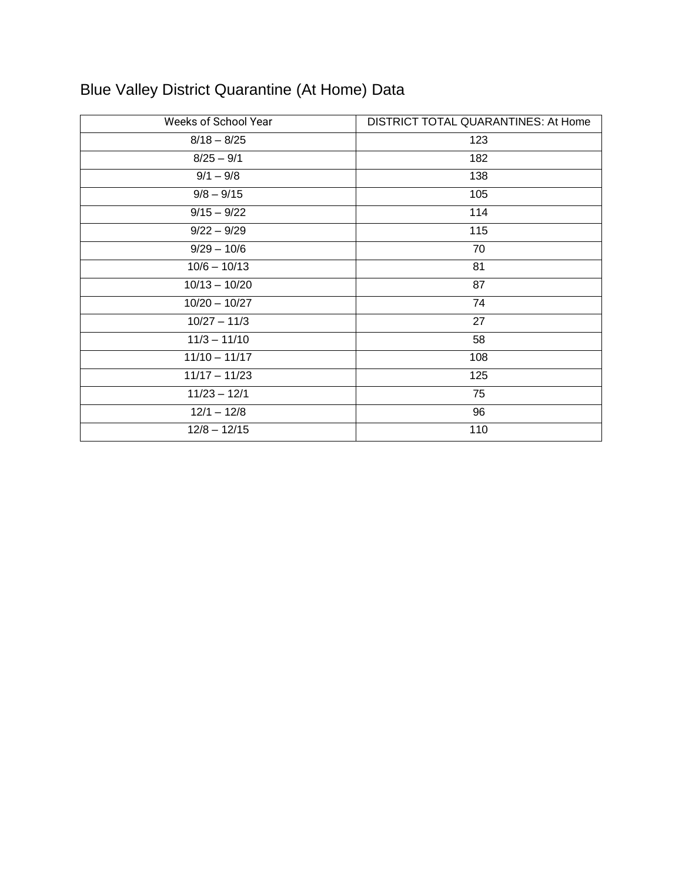# Blue Valley District Quarantine (At Home) Data

| Weeks of School Year | DISTRICT TOTAL QUARANTINES: At Home |
|---|---|
| 8/18 – 8/25 | 123 |
| 8/25 – 9/1 | 182 |
| 9/1 – 9/8 | 138 |
| 9/8 – 9/15 | 105 |
| 9/15 – 9/22 | 114 |
| 9/22 – 9/29 | 115 |
| 9/29 – 10/6 | 70 |
| 10/6 – 10/13 | 81 |
| 10/13 – 10/20 | 87 |
| 10/20 – 10/27 | 74 |
| 10/27 – 11/3 | 27 |
| 11/3 – 11/10 | 58 |
| 11/10 – 11/17 | 108 |
| 11/17 – 11/23 | 125 |
| 11/23 – 12/1 | 75 |
| 12/1 – 12/8 | 96 |
| 12/8 – 12/15 | 110 |